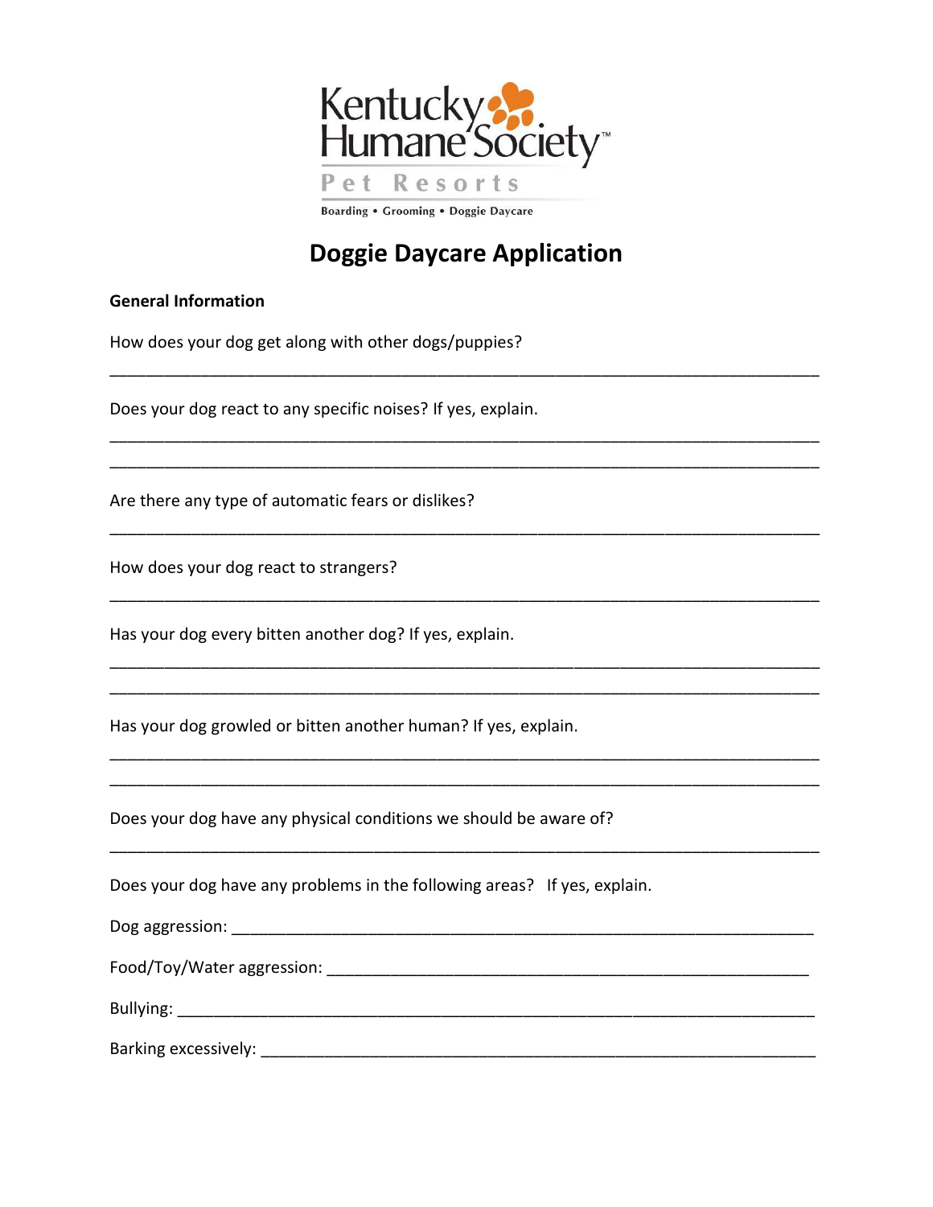Kentucky Humane Society™

Pet Resorts

Boarding • Grooming • Doggie Daycare

# Doggie Daycare Application

**General Information**

How does your dog get along with other dogs/puppies?

_______________________________________________________________________________

Does your dog react to any specific noises? If yes, explain.

_______________________________________________________________________________

_______________________________________________________________________________

Are there any type of automatic fears or dislikes?

_______________________________________________________________________________

How does your dog react to strangers?

_______________________________________________________________________________

Has your dog every bitten another dog? If yes, explain.

_______________________________________________________________________________

_______________________________________________________________________________

Has your dog growled or bitten another human? If yes, explain.

_______________________________________________________________________________

_______________________________________________________________________________

Does your dog have any physical conditions we should be aware of?

_______________________________________________________________________________

Does your dog have any problems in the following areas? If yes, explain.

Dog aggression: _________________________________________________________________

Food/Toy/Water aggression: _______________________________________________________

Bullying: _______________________________________________________________________

Barking excessively: ______________________________________________________________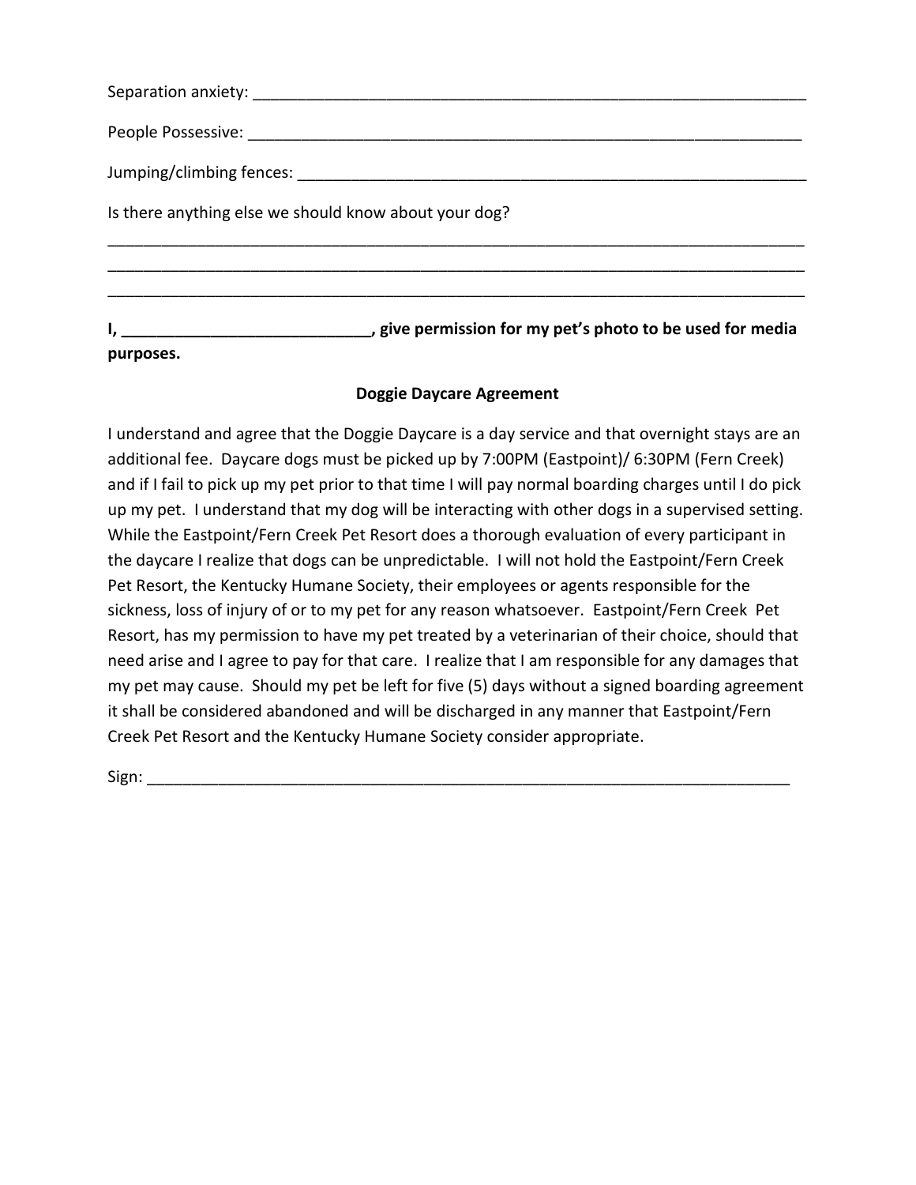Separation anxiety: ______________________________________________________________

People Possessive: ______________________________________________________________

Jumping/climbing fences: __________________________________________________________

Is there anything else we should know about your dog?

_____________________________________________________________________________
_____________________________________________________________________________
_____________________________________________________________________________

**I, ___________________________, give permission for my pet's photo to be used for media purposes.**

**Doggie Daycare Agreement**

I understand and agree that the Doggie Daycare is a day service and that overnight stays are an additional fee. Daycare dogs must be picked up by 7:00PM (Eastpoint)/ 6:30PM (Fern Creek) and if I fail to pick up my pet prior to that time I will pay normal boarding charges until I do pick up my pet. I understand that my dog will be interacting with other dogs in a supervised setting. While the Eastpoint/Fern Creek Pet Resort does a thorough evaluation of every participant in the daycare I realize that dogs can be unpredictable. I will not hold the Eastpoint/Fern Creek Pet Resort, the Kentucky Humane Society, their employees or agents responsible for the sickness, loss of injury of or to my pet for any reason whatsoever. Eastpoint/Fern Creek Pet Resort, has my permission to have my pet treated by a veterinarian of their choice, should that need arise and I agree to pay for that care. I realize that I am responsible for any damages that my pet may cause. Should my pet be left for five (5) days without a signed boarding agreement it shall be considered abandoned and will be discharged in any manner that Eastpoint/Fern Creek Pet Resort and the Kentucky Humane Society consider appropriate.

Sign: __________________________________________________________________________